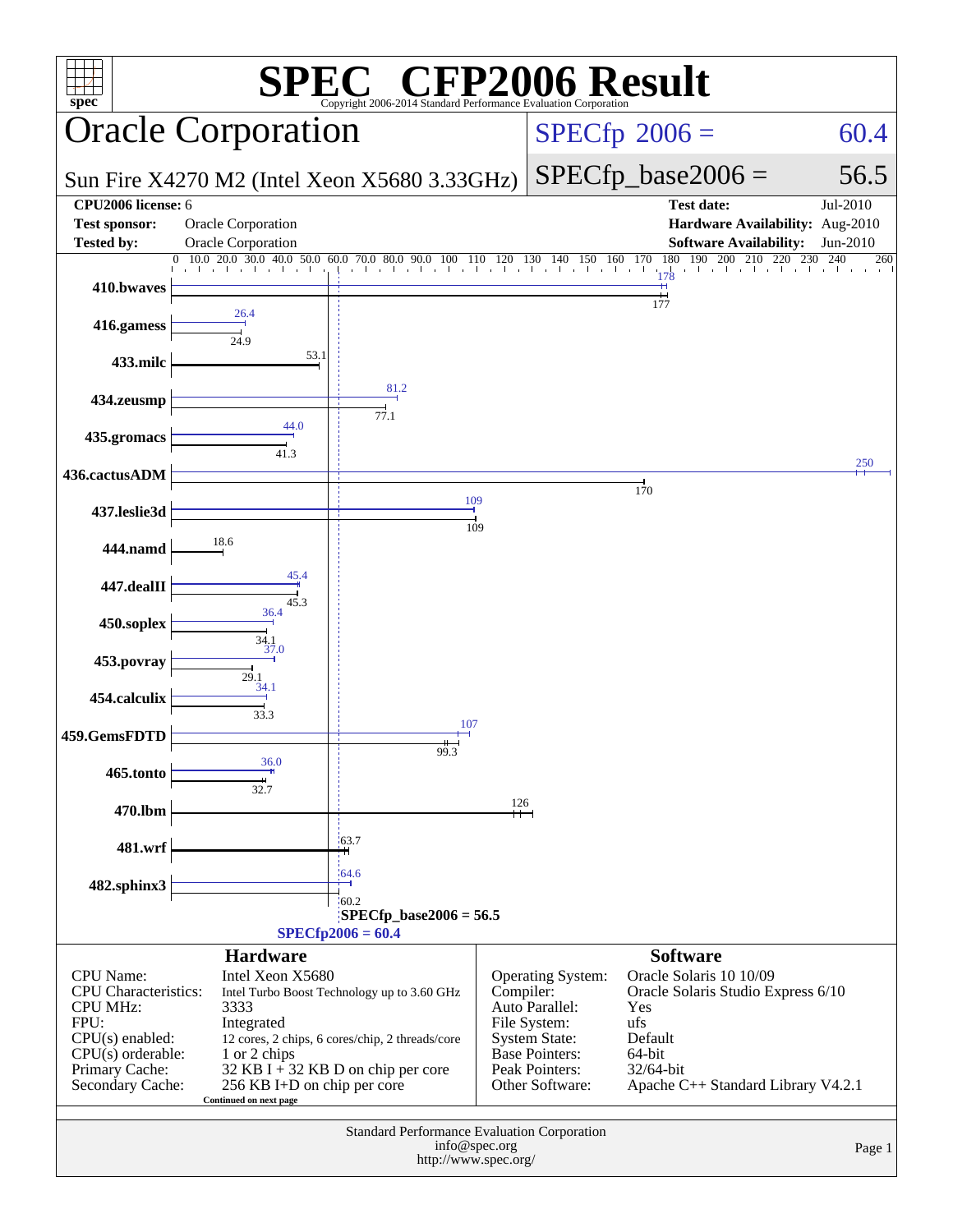# SPEC® CFP2006 Result

Copyright 2006-2014 Standard Performance Evaluation Corporation

## Oracle Corporation

**Sun Fire X4270 M2 (Intel Xeon X5680 3.33GHz)**

SPECfp 2006 = 60.4

SPECfp_base2006 = 56.5

| | | | |
|---|---|---|---|
| **CPU2006 license:** 6 | | **Test date:** | Jul-2010 |
| **Test sponsor:** | Oracle Corporation | **Hardware Availability:** | Aug-2010 |
| **Tested by:** | Oracle Corporation | **Software Availability:** | Jun-2010 |

| Benchmark | Peak | Base |
|---|---|---|
| 410.bwaves | 178 | 177 |
| 416.gamess | 26.4 | 24.9 |
| 433.milc | | 53.1 |
| 434.zeusmp | 81.2 | 77.1 |
| 435.gromacs | 44.0 | 41.3 |
| 436.cactusADM | 250 | 170 |
| 437.leslie3d | 109 | 109 |
| 444.namd | | 18.6 |
| 447.dealII | 45.4 | 45.3 |
| 450.soplex | 36.4 | 34.1 |
| 453.povray | 37.0 | 29.1 |
| 454.calculix | 34.1 | 33.3 |
| 459.GemsFDTD | 107 | 99.3 |
| 465.tonto | 36.0 | 32.7 |
| 470.lbm | | 126 |
| 481.wrf | | 63.7 |
| 482.sphinx3 | 64.6 | 60.2 |

SPECfp_base2006 = 56.5

SPECfp2006 = 60.4

### Hardware

| | |
|---|---|
| CPU Name: | Intel Xeon X5680 |
| CPU Characteristics: | Intel Turbo Boost Technology up to 3.60 GHz |
| CPU MHz: | 3333 |
| FPU: | Integrated |
| CPU(s) enabled: | 12 cores, 2 chips, 6 cores/chip, 2 threads/core |
| CPU(s) orderable: | 1 or 2 chips |
| Primary Cache: | 32 KB I + 32 KB D on chip per core |
| Secondary Cache: | 256 KB I+D on chip per core |

Continued on next page

### Software

| | |
|---|---|
| Operating System: | Oracle Solaris 10 10/09 |
| Compiler: | Oracle Solaris Studio Express 6/10 |
| Auto Parallel: | Yes |
| File System: | ufs |
| System State: | Default |
| Base Pointers: | 64-bit |
| Peak Pointers: | 32/64-bit |
| Other Software: | Apache C++ Standard Library V4.2.1 |

Standard Performance Evaluation Corporation
info@spec.org
http://www.spec.org/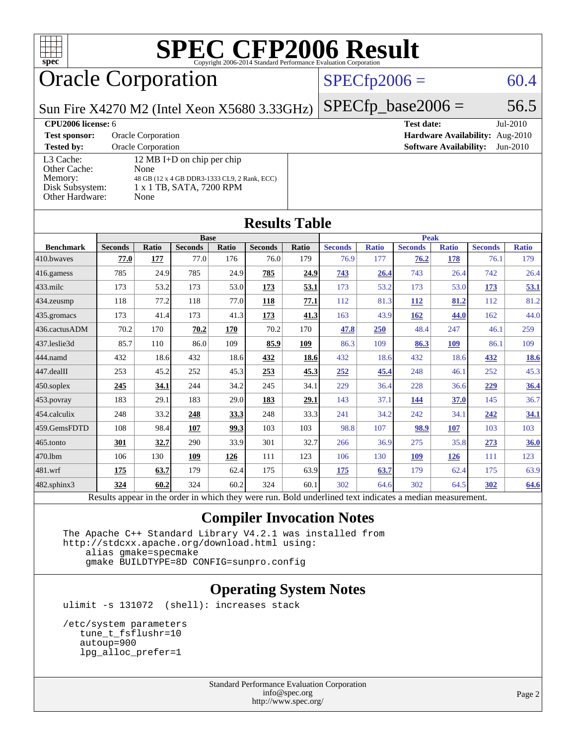# SPEC CFP2006 Result

Copyright 2006-2014 Standard Performance Evaluation Corporation

## Oracle Corporation

Sun Fire X4270 M2 (Intel Xeon X5680 3.33GHz)

SPECfp2006 = 60.4

SPECfp_base2006 = 56.5

| | | | |
|---|---|---|---|
| **CPU2006 license:** 6 | | **Test date:** | Jul-2010 |
| **Test sponsor:** | Oracle Corporation | **Hardware Availability:** | Aug-2010 |
| **Tested by:** | Oracle Corporation | **Software Availability:** | Jun-2010 |

| | |
|---|---|
| L3 Cache: | 12 MB I+D on chip per chip |
| Other Cache: | None |
| Memory: | 48 GB (12 x 4 GB DDR3-1333 CL9, 2 Rank, ECC) |
| Disk Subsystem: | 1 x 1 TB, SATA, 7200 RPM |
| Other Hardware: | None |

## Results Table

| | Base | | | | | | Peak | | | | | |
|---|---|---|---|---|---|---|---|---|---|---|---|---|
| **Benchmark** | **Seconds** | **Ratio** | **Seconds** | **Ratio** | **Seconds** | **Ratio** | **Seconds** | **Ratio** | **Seconds** | **Ratio** | **Seconds** | **Ratio** |
| 410.bwaves | **77.0** | **177** | 77.0 | 176 | 76.0 | 179 | 76.9 | 177 | **76.2** | **178** | 76.1 | 179 |
| 416.gamess | 785 | 24.9 | 785 | 24.9 | **785** | **24.9** | **743** | **26.4** | 743 | 26.4 | 742 | 26.4 |
| 433.milc | 173 | 53.2 | 173 | 53.0 | **173** | **53.1** | 173 | 53.2 | 173 | 53.0 | **173** | **53.1** |
| 434.zeusmp | 118 | 77.2 | 118 | 77.0 | **118** | **77.1** | 112 | 81.3 | **112** | **81.2** | 112 | 81.2 |
| 435.gromacs | 173 | 41.4 | 173 | 41.3 | **173** | **41.3** | 163 | 43.9 | **162** | **44.0** | 162 | 44.0 |
| 436.cactusADM | 70.2 | 170 | **70.2** | **170** | 70.2 | 170 | **47.8** | **250** | 48.4 | 247 | 46.1 | 259 |
| 437.leslie3d | 85.7 | 110 | 86.0 | 109 | **85.9** | **109** | 86.3 | 109 | **86.3** | **109** | 86.1 | 109 |
| 444.namd | 432 | 18.6 | 432 | 18.6 | **432** | **18.6** | 432 | 18.6 | 432 | 18.6 | **432** | **18.6** |
| 447.dealII | 253 | 45.2 | 252 | 45.3 | **253** | **45.3** | **252** | **45.4** | 248 | 46.1 | 252 | 45.3 |
| 450.soplex | **245** | **34.1** | 244 | 34.2 | 245 | 34.1 | 229 | 36.4 | 228 | 36.6 | **229** | **36.4** |
| 453.povray | 183 | 29.1 | 183 | 29.0 | **183** | **29.1** | 143 | 37.1 | **144** | **37.0** | 145 | 36.7 |
| 454.calculix | 248 | 33.2 | **248** | **33.3** | 248 | 33.3 | 241 | 34.2 | 242 | 34.1 | **242** | **34.1** |
| 459.GemsFDTD | 108 | 98.4 | **107** | **99.3** | 103 | 103 | 98.8 | 107 | **98.9** | **107** | 103 | 103 |
| 465.tonto | **301** | **32.7** | 290 | 33.9 | 301 | 32.7 | 266 | 36.9 | 275 | 35.8 | **273** | **36.0** |
| 470.lbm | 106 | 130 | **109** | **126** | 111 | 123 | 106 | 130 | **109** | **126** | 111 | 123 |
| 481.wrf | **175** | **63.7** | 179 | 62.4 | 175 | 63.9 | **175** | **63.7** | 179 | 62.4 | 175 | 63.9 |
| 482.sphinx3 | **324** | **60.2** | 324 | 60.2 | 324 | 60.1 | 302 | 64.6 | 302 | 64.5 | **302** | **64.6** |

Results appear in the order in which they were run. Bold underlined text indicates a median measurement.

## Compiler Invocation Notes

```
The Apache C++ Standard Library V4.2.1 was installed from
http://stdcxx.apache.org/download.html using:
    alias gmake=specmake
    gmake BUILDTYPE=8D CONFIG=sunpro.config
```

## Operating System Notes

```
ulimit -s 131072  (shell): increases stack

/etc/system parameters
   tune_t_fsflushr=10
   autoup=900
   lpg_alloc_prefer=1
```

Standard Performance Evaluation Corporation
info@spec.org
http://www.spec.org/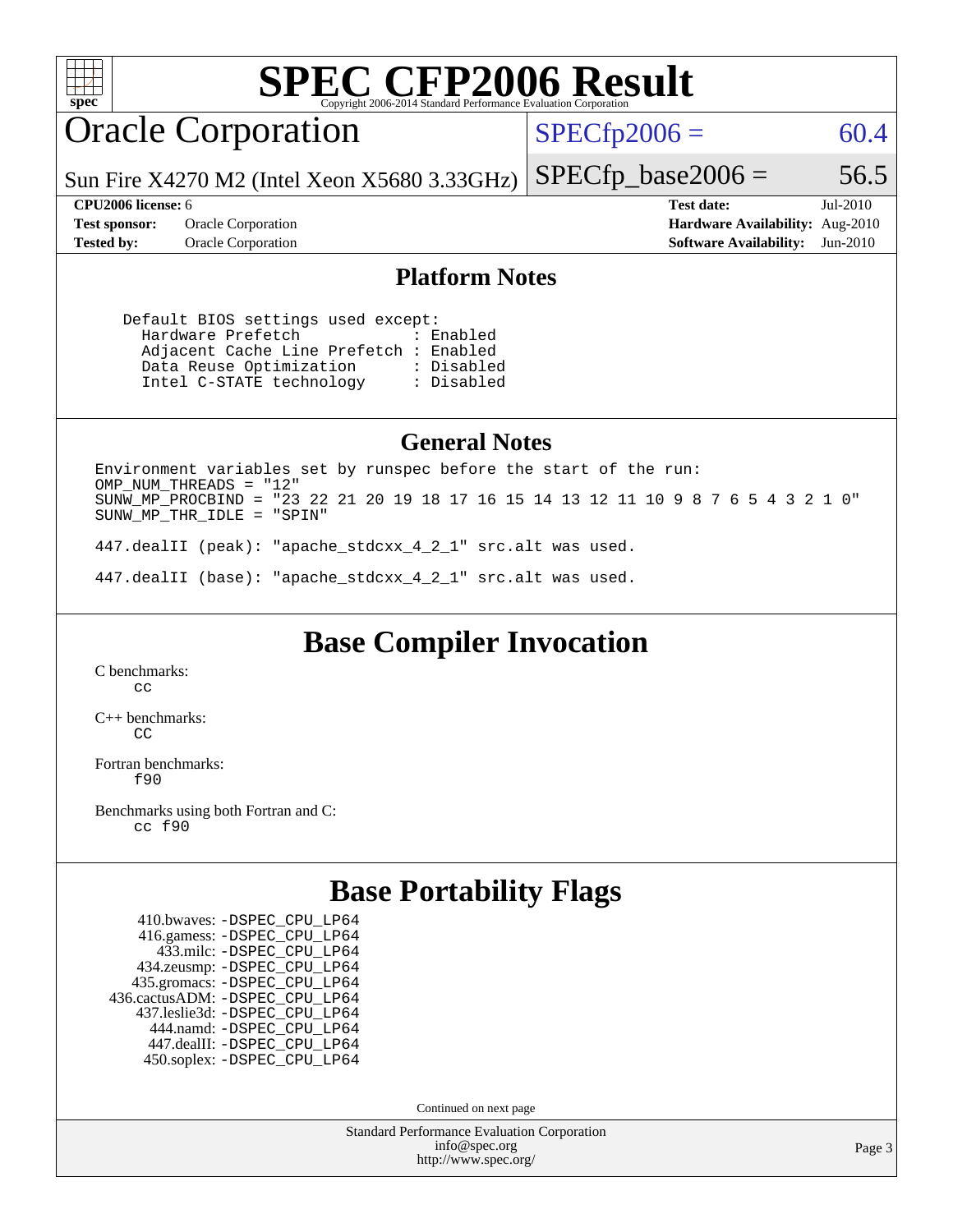# SPEC CFP2006 Result

Copyright 2006-2014 Standard Performance Evaluation Corporation

## Oracle Corporation

Sun Fire X4270 M2 (Intel Xeon X5680 3.33GHz)

SPECfp2006 = 60.4

SPECfp_base2006 = 56.5

| | | | |
|---|---|---|---|
| **CPU2006 license:** 6 | | **Test date:** | Jul-2010 |
| **Test sponsor:** | Oracle Corporation | **Hardware Availability:** | Aug-2010 |
| **Tested by:** | Oracle Corporation | **Software Availability:** | Jun-2010 |

### Platform Notes

```
Default BIOS settings used except:
  Hardware Prefetch             : Enabled
  Adjacent Cache Line Prefetch : Enabled
  Data Reuse Optimization       : Disabled
  Intel C-STATE technology      : Disabled
```

### General Notes

```
Environment variables set by runspec before the start of the run:
OMP_NUM_THREADS = "12"
SUNW_MP_PROCBIND = "23 22 21 20 19 18 17 16 15 14 13 12 11 10 9 8 7 6 5 4 3 2 1 0"
SUNW_MP_THR_IDLE = "SPIN"

447.dealII (peak): "apache_stdcxx_4_2_1" src.alt was used.

447.dealII (base): "apache_stdcxx_4_2_1" src.alt was used.
```

## Base Compiler Invocation

C benchmarks:
cc

C++ benchmarks:
CC

Fortran benchmarks:
f90

Benchmarks using both Fortran and C:
cc f90

## Base Portability Flags

410.bwaves: -DSPEC_CPU_LP64
416.gamess: -DSPEC_CPU_LP64
433.milc: -DSPEC_CPU_LP64
434.zeusmp: -DSPEC_CPU_LP64
435.gromacs: -DSPEC_CPU_LP64
436.cactusADM: -DSPEC_CPU_LP64
437.leslie3d: -DSPEC_CPU_LP64
444.namd: -DSPEC_CPU_LP64
447.dealII: -DSPEC_CPU_LP64
450.soplex: -DSPEC_CPU_LP64

Continued on next page

Standard Performance Evaluation Corporation
info@spec.org
http://www.spec.org/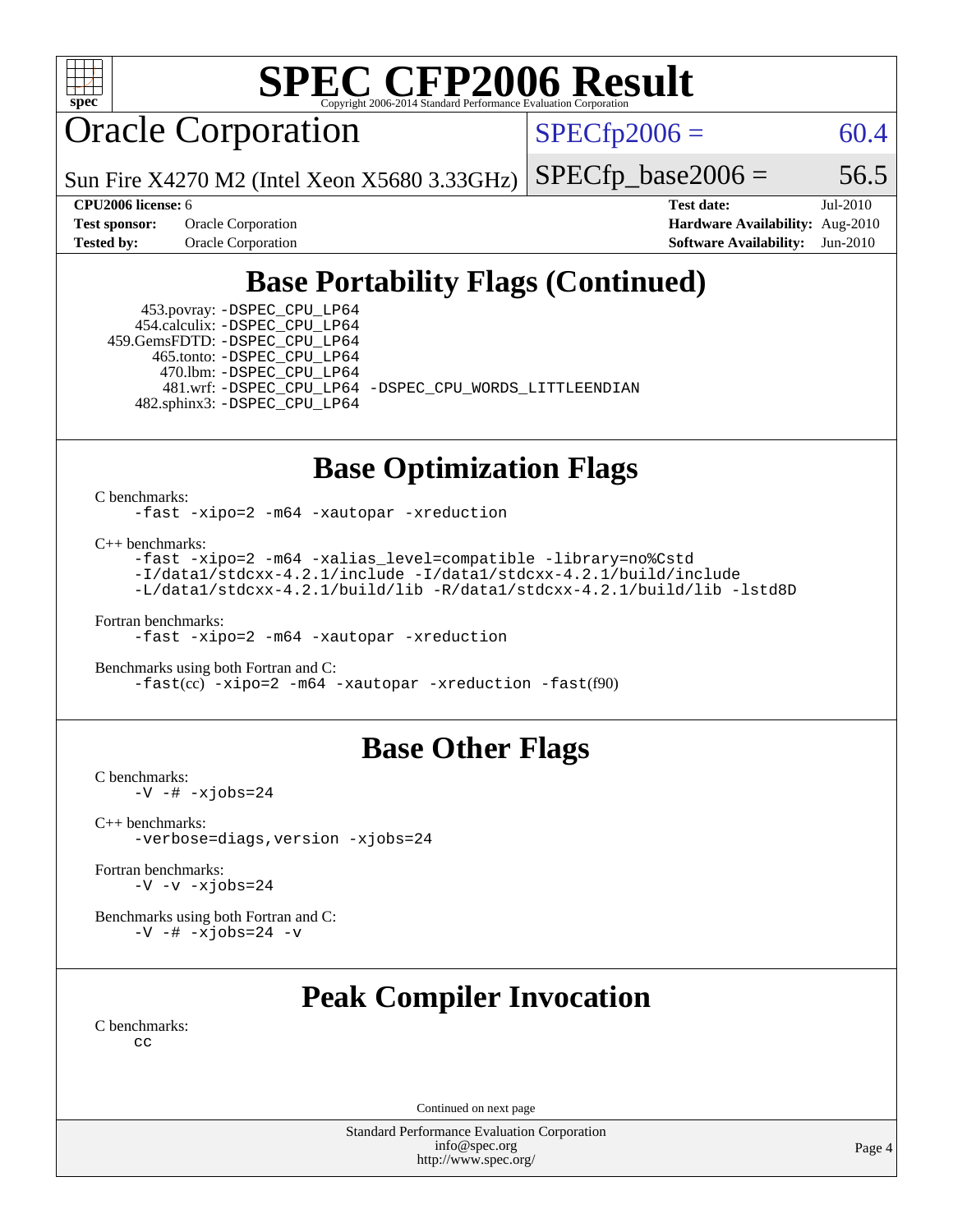# SPEC CFP2006 Result

Copyright 2006-2014 Standard Performance Evaluation Corporation

## Oracle Corporation

Sun Fire X4270 M2 (Intel Xeon X5680 3.33GHz)

SPECfp2006 = 60.4

SPECfp_base2006 = 56.5

**CPU2006 license:** 6
**Test sponsor:** Oracle Corporation
**Tested by:** Oracle Corporation

**Test date:** Jul-2010
**Hardware Availability:** Aug-2010
**Software Availability:** Jun-2010

## Base Portability Flags (Continued)

```
    453.povray: -DSPEC_CPU_LP64
   454.calculix: -DSPEC_CPU_LP64
  459.GemsFDTD: -DSPEC_CPU_LP64
     465.tonto: -DSPEC_CPU_LP64
       470.lbm: -DSPEC_CPU_LP64
       481.wrf: -DSPEC_CPU_LP64 -DSPEC_CPU_WORDS_LITTLEENDIAN
   482.sphinx3: -DSPEC_CPU_LP64
```

## Base Optimization Flags

C benchmarks:
```
-fast -xipo=2 -m64 -xautopar -xreduction
```

C++ benchmarks:
```
-fast -xipo=2 -m64 -xalias_level=compatible -library=no%Cstd
-I/data1/stdcxx-4.2.1/include -I/data1/stdcxx-4.2.1/build/include
-L/data1/stdcxx-4.2.1/build/lib -R/data1/stdcxx-4.2.1/build/lib -lstd8D
```

Fortran benchmarks:
```
-fast -xipo=2 -m64 -xautopar -xreduction
```

Benchmarks using both Fortran and C:
```
-fast(cc) -xipo=2 -m64 -xautopar -xreduction -fast(f90)
```

## Base Other Flags

C benchmarks:
```
-V -# -xjobs=24
```

C++ benchmarks:
```
-verbose=diags,version -xjobs=24
```

Fortran benchmarks:
```
-V -v -xjobs=24
```

Benchmarks using both Fortran and C:
```
-V -# -xjobs=24 -v
```

## Peak Compiler Invocation

C benchmarks:
```
cc
```

Continued on next page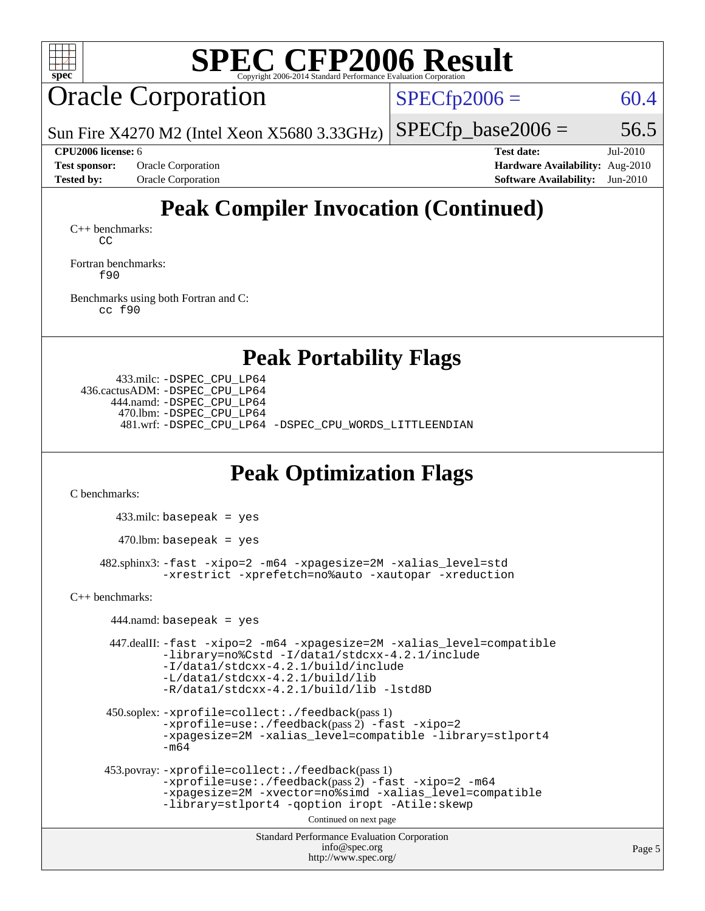# SPEC CFP2006 Result

Copyright 2006-2014 Standard Performance Evaluation Corporation

## Oracle Corporation

Sun Fire X4270 M2 (Intel Xeon X5680 3.33GHz)

SPECfp2006 = 60.4

SPECfp_base2006 = 56.5

**CPU2006 license:** 6
**Test sponsor:** Oracle Corporation
**Tested by:** Oracle Corporation

**Test date:** Jul-2010
**Hardware Availability:** Aug-2010
**Software Availability:** Jun-2010

## Peak Compiler Invocation (Continued)

C++ benchmarks:
`CC`

Fortran benchmarks:
`f90`

Benchmarks using both Fortran and C:
`cc f90`

## Peak Portability Flags

433.milc: `-DSPEC_CPU_LP64`
436.cactusADM: `-DSPEC_CPU_LP64`
444.namd: `-DSPEC_CPU_LP64`
470.lbm: `-DSPEC_CPU_LP64`
481.wrf: `-DSPEC_CPU_LP64 -DSPEC_CPU_WORDS_LITTLEENDIAN`

## Peak Optimization Flags

C benchmarks:

433.milc: `basepeak = yes`

470.lbm: `basepeak = yes`

482.sphinx3: `-fast -xipo=2 -m64 -xpagesize=2M -xalias_level=std -xrestrict -xprefetch=no%auto -xautopar -xreduction`

C++ benchmarks:

444.namd: `basepeak = yes`

447.dealII: `-fast -xipo=2 -m64 -xpagesize=2M -xalias_level=compatible -library=no%Cstd -I/data1/stdcxx-4.2.1/include -I/data1/stdcxx-4.2.1/build/include -L/data1/stdcxx-4.2.1/build/lib -R/data1/stdcxx-4.2.1/build/lib -lstd8D`

450.soplex: `-xprofile=collect:./feedback`(pass 1) `-xprofile=use:./feedback`(pass 2) `-fast -xipo=2 -xpagesize=2M -xalias_level=compatible -library=stlport4 -m64`

453.povray: `-xprofile=collect:./feedback`(pass 1) `-xprofile=use:./feedback`(pass 2) `-fast -xipo=2 -m64 -xpagesize=2M -xvector=no%simd -xalias_level=compatible -library=stlport4 -qoption iropt -Atile:skewp`

Continued on next page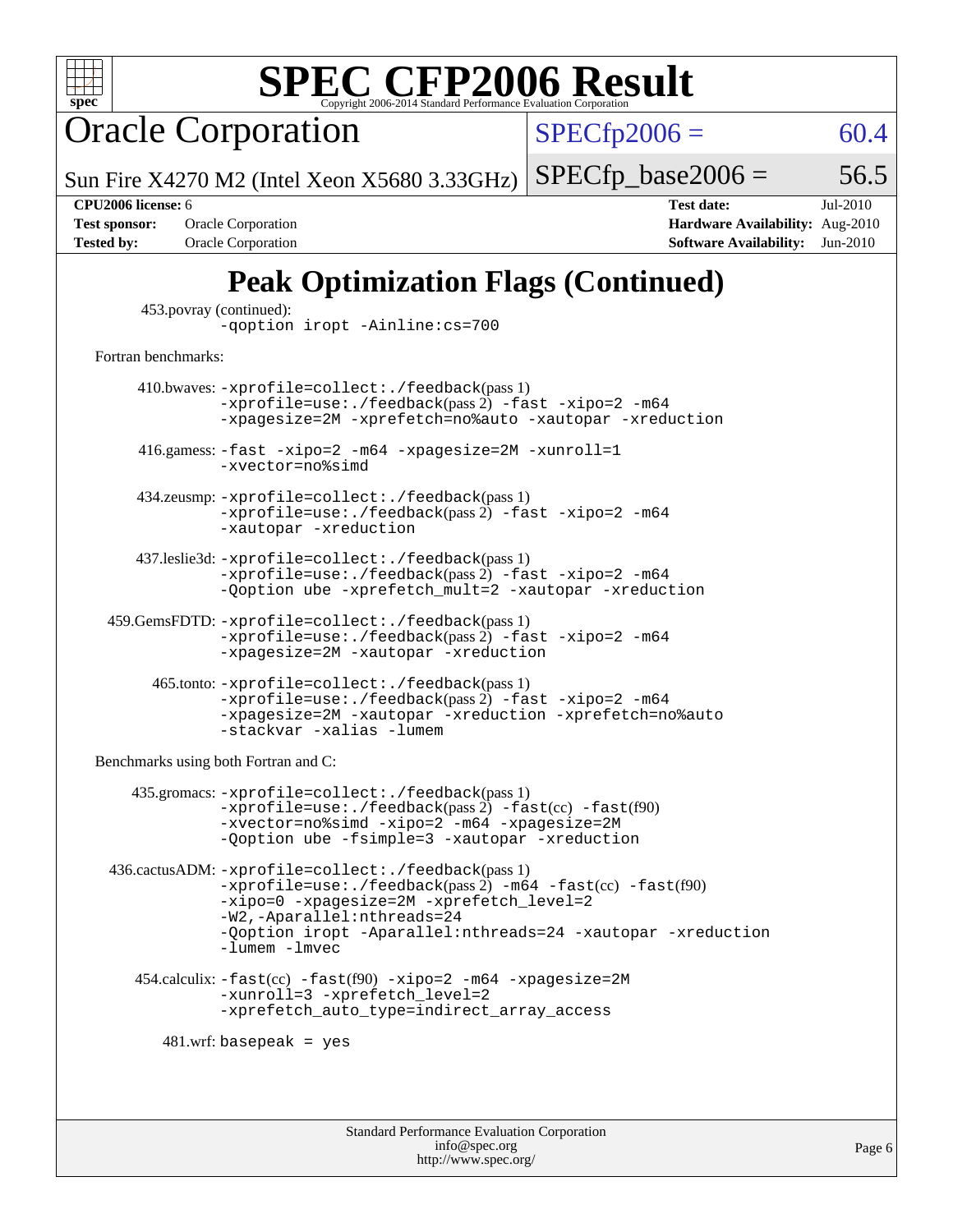# SPEC CFP2006 Result

Copyright 2006-2014 Standard Performance Evaluation Corporation

## Oracle Corporation

Sun Fire X4270 M2 (Intel Xeon X5680 3.33GHz)

SPECfp2006 = 60.4

SPECfp_base2006 = 56.5

**CPU2006 license:** 6
**Test sponsor:** Oracle Corporation
**Tested by:** Oracle Corporation

**Test date:** Jul-2010
**Hardware Availability:** Aug-2010
**Software Availability:** Jun-2010

## Peak Optimization Flags (Continued)

453.povray (continued):
`-qoption iropt -Ainline:cs=700`

Fortran benchmarks:

410.bwaves: `-xprofile=collect:./feedback`(pass 1) `-xprofile=use:./feedback`(pass 2) `-fast -xipo=2 -m64 -xpagesize=2M -xprefetch=no%auto -xautopar -xreduction`

416.gamess: `-fast -xipo=2 -m64 -xpagesize=2M -xunroll=1 -xvector=no%simd`

434.zeusmp: `-xprofile=collect:./feedback`(pass 1) `-xprofile=use:./feedback`(pass 2) `-fast -xipo=2 -m64 -xautopar -xreduction`

437.leslie3d: `-xprofile=collect:./feedback`(pass 1) `-xprofile=use:./feedback`(pass 2) `-fast -xipo=2 -m64 -Qoption ube -xprefetch_mult=2 -xautopar -xreduction`

459.GemsFDTD: `-xprofile=collect:./feedback`(pass 1) `-xprofile=use:./feedback`(pass 2) `-fast -xipo=2 -m64 -xpagesize=2M -xautopar -xreduction`

465.tonto: `-xprofile=collect:./feedback`(pass 1) `-xprofile=use:./feedback`(pass 2) `-fast -xipo=2 -m64 -xpagesize=2M -xautopar -xreduction -xprefetch=no%auto -stackvar -xalias -lumem`

Benchmarks using both Fortran and C:

435.gromacs: `-xprofile=collect:./feedback`(pass 1) `-xprofile=use:./feedback`(pass 2) `-fast`(cc) `-fast`(f90) `-xvector=no%simd -xipo=2 -m64 -xpagesize=2M -Qoption ube -fsimple=3 -xautopar -xreduction`

436.cactusADM: `-xprofile=collect:./feedback`(pass 1) `-xprofile=use:./feedback`(pass 2) `-m64 -fast`(cc) `-fast`(f90) `-xipo=0 -xpagesize=2M -xprefetch_level=2 -W2,-Aparallel:nthreads=24 -Qoption iropt -Aparallel:nthreads=24 -xautopar -xreduction -lumem -lmvec`

454.calculix: `-fast`(cc) `-fast`(f90) `-xipo=2 -m64 -xpagesize=2M -xunroll=3 -xprefetch_level=2 -xprefetch_auto_type=indirect_array_access`

481.wrf: `basepeak = yes`

Standard Performance Evaluation Corporation
info@spec.org
http://www.spec.org/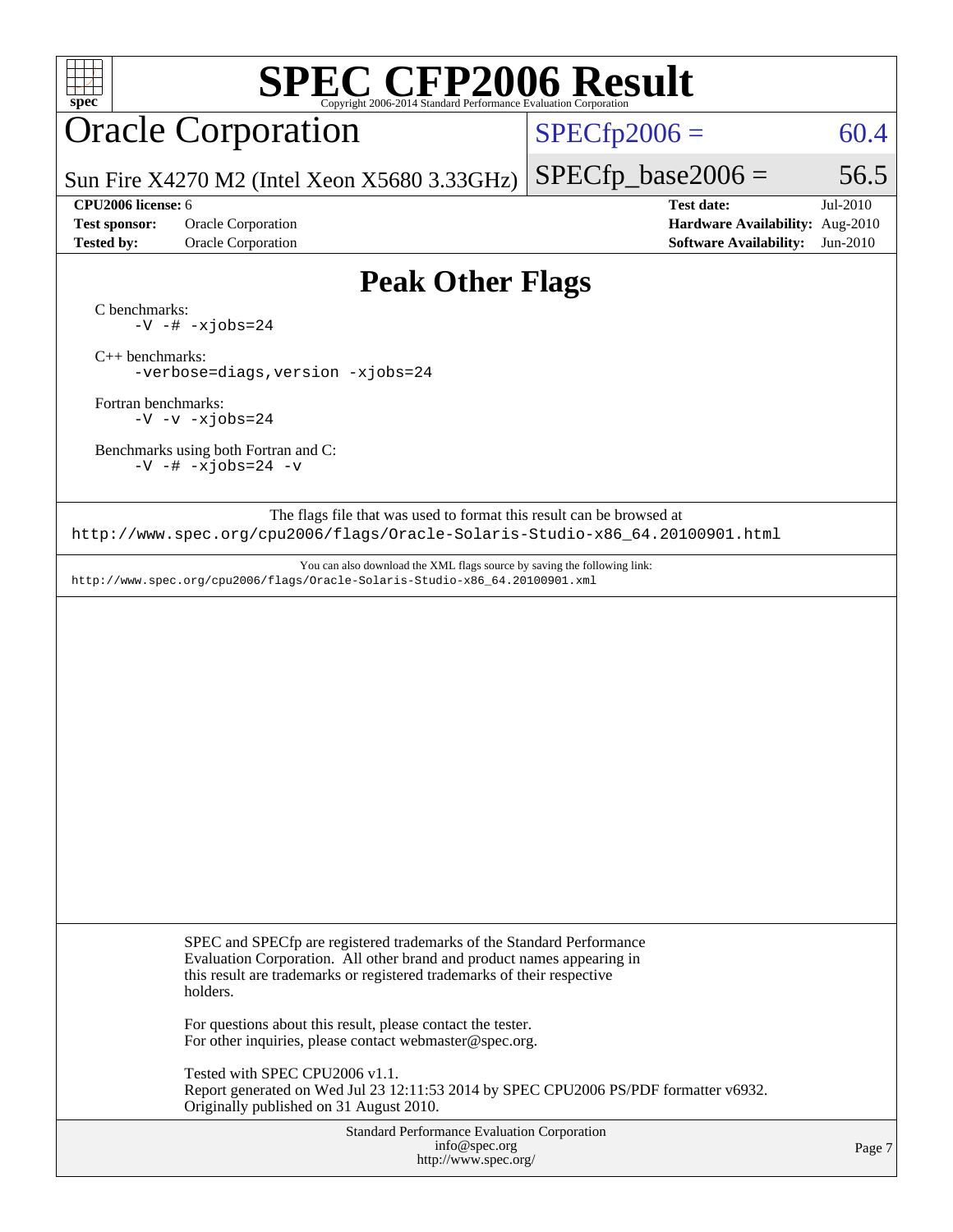# Oracle Corporation

Sun Fire X4270 M2 (Intel Xeon X5680 3.33GHz)

SPECfp2006 = 60.4

SPECfp_base2006 = 56.5

| | | | |
|---|---|---|---|
| **CPU2006 license:** 6 | | **Test date:** | Jul-2010 |
| **Test sponsor:** | Oracle Corporation | **Hardware Availability:** | Aug-2010 |
| **Tested by:** | Oracle Corporation | **Software Availability:** | Jun-2010 |

## Peak Other Flags

C benchmarks:
```
-V -# -xjobs=24
```

C++ benchmarks:
```
-verbose=diags,version -xjobs=24
```

Fortran benchmarks:
```
-V -v -xjobs=24
```

Benchmarks using both Fortran and C:
```
-V -# -xjobs=24 -v
```

The flags file that was used to format this result can be browsed at
http://www.spec.org/cpu2006/flags/Oracle-Solaris-Studio-x86_64.20100901.html

You can also download the XML flags source by saving the following link:
http://www.spec.org/cpu2006/flags/Oracle-Solaris-Studio-x86_64.20100901.xml

SPEC and SPECfp are registered trademarks of the Standard Performance Evaluation Corporation. All other brand and product names appearing in this result are trademarks or registered trademarks of their respective holders.

For questions about this result, please contact the tester.
For other inquiries, please contact webmaster@spec.org.

Tested with SPEC CPU2006 v1.1.
Report generated on Wed Jul 23 12:11:53 2014 by SPEC CPU2006 PS/PDF formatter v6932.
Originally published on 31 August 2010.